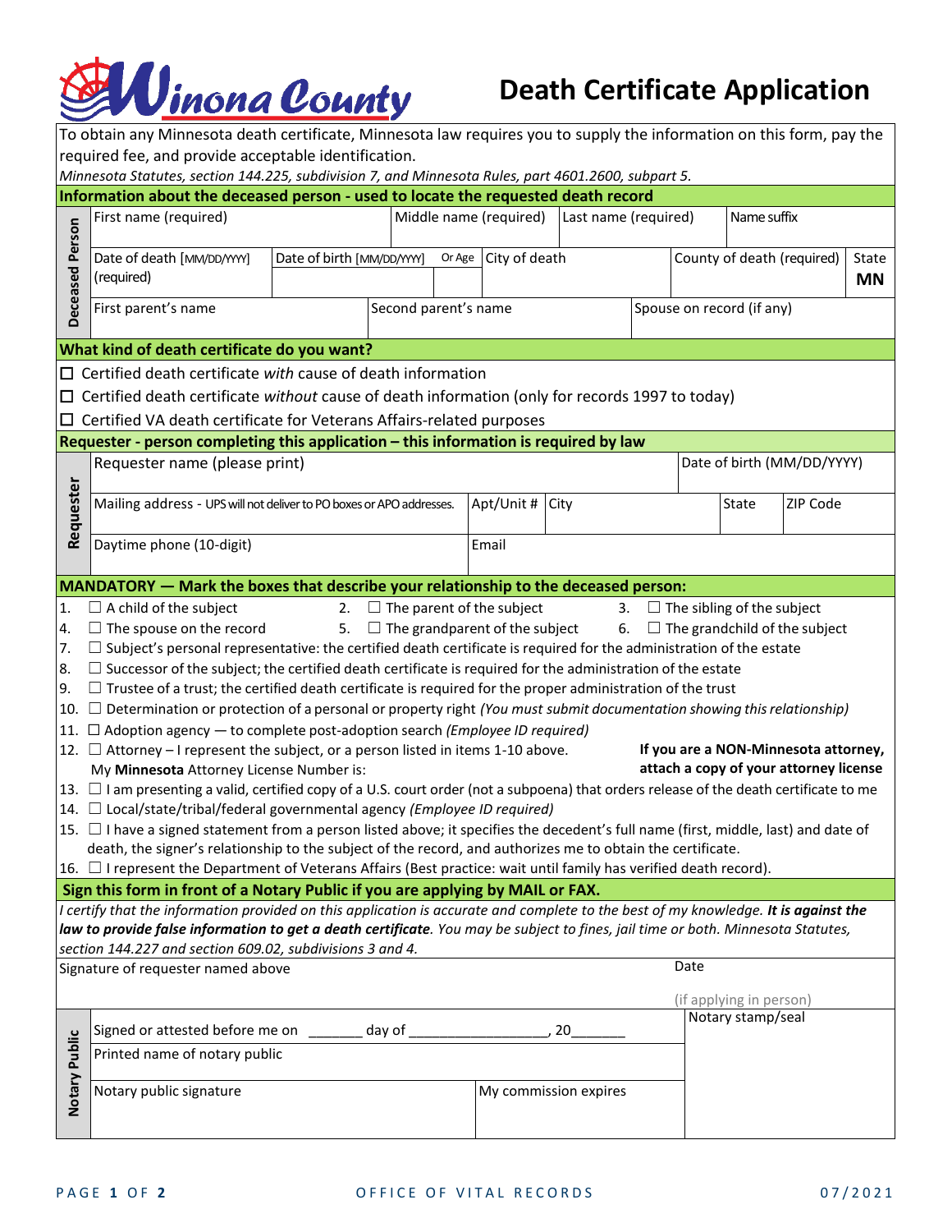# Winona County

# Death Certificate Application

To obtain any Minnesota death certificate, Minnesota law requires you to supply the information on this form, pay the required fee, and provide acceptable identification.

*Minnesota Statutes, section 144.225, subdivision 7, and Minnesota Rules, part 4601.2600, subpart 5.*

## Information about the deceased person - used to locate the requested death record

**Deceased Person**

| First name (required) | Middle name (required) | Last name (required) | Name suffix |
|---|---|---|---|
| | | | |

| Date of death [MM/DD/YYYY] (required) | Date of birth [MM/DD/YYYY] | Or Age | City of death | County of death (required) | State |
|---|---|---|---|---|---|
| | | | | | MN |

| First parent's name | Second parent's name | Spouse on record (if any) |
|---|---|---|
| | | |

## What kind of death certificate do you want?

- ☐ Certified death certificate *with* cause of death information
- ☐ Certified death certificate *without* cause of death information (only for records 1997 to today)
- ☐ Certified VA death certificate for Veterans Affairs-related purposes

## Requester - person completing this application – this information is required by law

**Requester**

| Requester name (please print) | | | | Date of birth (MM/DD/YYYY) |
|---|---|---|---|---|
| | | | | |

| Mailing address - UPS will not deliver to PO boxes or APO addresses. | Apt/Unit # | City | State | ZIP Code |
|---|---|---|---|---|
| | | | | |

| Daytime phone (10-digit) | Email |
|---|---|
| | |

## MANDATORY — Mark the boxes that describe your relationship to the deceased person:

1. ☐ A child of the subject
2. ☐ The parent of the subject
3. ☐ The sibling of the subject
4. ☐ The spouse on the record
5. ☐ The grandparent of the subject
6. ☐ The grandchild of the subject
7. ☐ Subject's personal representative: the certified death certificate is required for the administration of the estate
8. ☐ Successor of the subject; the certified death certificate is required for the administration of the estate
9. ☐ Trustee of a trust; the certified death certificate is required for the proper administration of the trust
10. ☐ Determination or protection of a personal or property right *(You must submit documentation showing this relationship)*
11. ☐ Adoption agency — to complete post-adoption search *(Employee ID required)*
12. ☐ Attorney – I represent the subject, or a person listed in items 1-10 above. My **Minnesota** Attorney License Number is:
    **If you are a NON-Minnesota attorney, attach a copy of your attorney license**
13. ☐ I am presenting a valid, certified copy of a U.S. court order (not a subpoena) that orders release of the death certificate to me
14. ☐ Local/state/tribal/federal governmental agency *(Employee ID required)*
15. ☐ I have a signed statement from a person listed above; it specifies the decedent's full name (first, middle, last) and date of death, the signer's relationship to the subject of the record, and authorizes me to obtain the certificate.
16. ☐ I represent the Department of Veterans Affairs (Best practice: wait until family has verified death record).

## Sign this form in front of a Notary Public if you are applying by MAIL or FAX.

*I certify that the information provided on this application is accurate and complete to the best of my knowledge.* ***It is against the law to provide false information to get a death certificate****. You may be subject to fines, jail time or both. Minnesota Statutes, section 144.227 and section 609.02, subdivisions 3 and 4.*

| Signature of requester named above | Date (if applying in person) |
|---|---|
| | |

**Notary Public**

| Signed or attested before me on _______ day of _________________, 20_______ | | Notary stamp/seal |
|---|---|---|
| Printed name of notary public | | |
| Notary public signature | My commission expires | |

OFFICE OF VITAL RECORDS 07/2021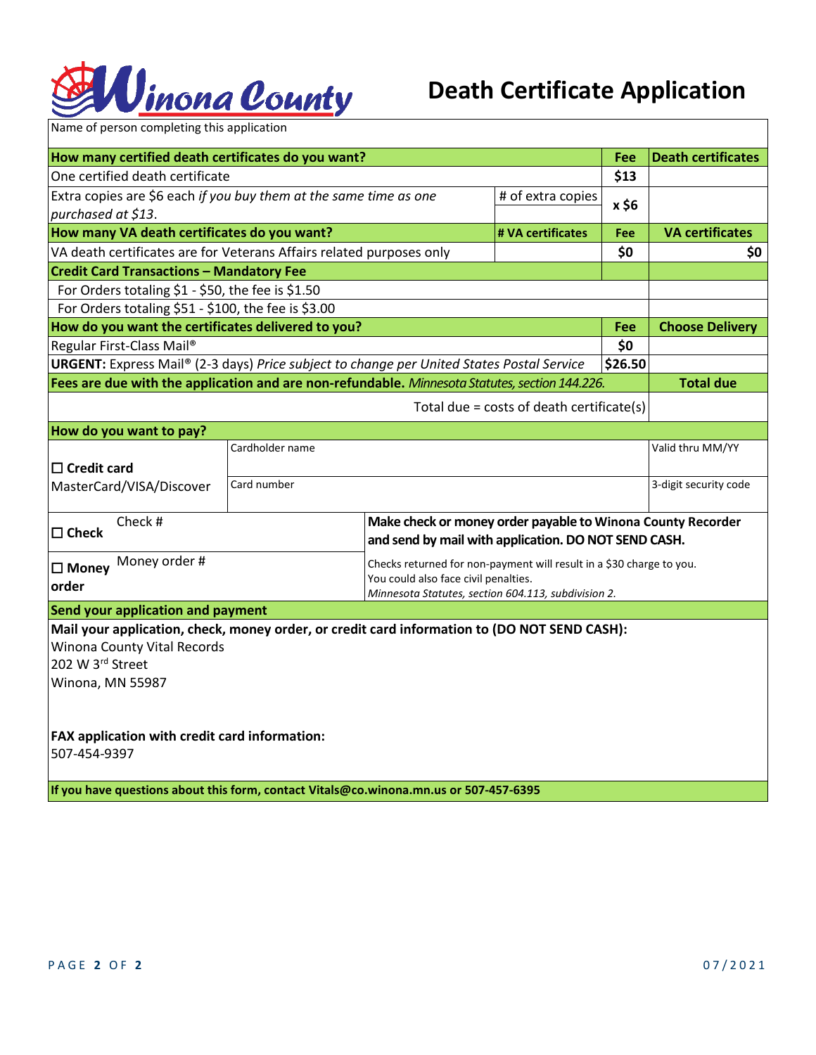# Winona County

# Death Certificate Application

| | | | | |
|---|---|---|---|---|
| Name of person completing this application | | | | |
| **How many certified death certificates do you want?** | | | **Fee** | **Death certificates** |
| One certified death certificate | | | **$13** | |
| Extra copies are $6 each *if you buy them at the same time as one purchased at $13*. | | # of extra copies | **x $6** | |
| **How many VA death certificates do you want?** | | **# VA certificates** | **Fee** | **VA certificates** |
| VA death certificates are for Veterans Affairs related purposes only | | | **$0** | **$0** |
| **Credit Card Transactions – Mandatory Fee** | | | | |
| For Orders totaling $1 - $50, the fee is $1.50 | | | | |
| For Orders totaling $51 - $100, the fee is $3.00 | | | | |
| **How do you want the certificates delivered to you?** | | | **Fee** | **Choose Delivery** |
| Regular First-Class Mail® | | | **$0** | |
| **URGENT:** Express Mail® (2-3 days) *Price subject to change per United States Postal Service* | | | **$26.50** | |
| **Fees are due with the application and are non-refundable.** *Minnesota Statutes, section 144.226.* | | | | **Total due** |
| Total due = costs of death certificate(s) | | | | |
| **How do you want to pay?** | | | | |
| ☐ **Credit card** MasterCard/VISA/Discover | Cardholder name | | | Valid thru MM/YY |
| | Card number | | | 3-digit security code |
| ☐ **Check** Check # | | **Make check or money order payable to Winona County Recorder and send by mail with application. DO NOT SEND CASH.** | | |
| ☐ **Money order** Money order # | | Checks returned for non-payment will result in a $30 charge to you. You could also face civil penalties. *Minnesota Statutes, section 604.113, subdivision 2.* | | |

**Send your application and payment**

**Mail your application, check, money order, or credit card information to (DO NOT SEND CASH):**

Winona County Vital Records
202 W 3rd Street
Winona, MN 55987

**FAX application with credit card information:**

507-454-9397

**If you have questions about this form, contact Vitals@co.winona.mn.us or 507-457-6395**